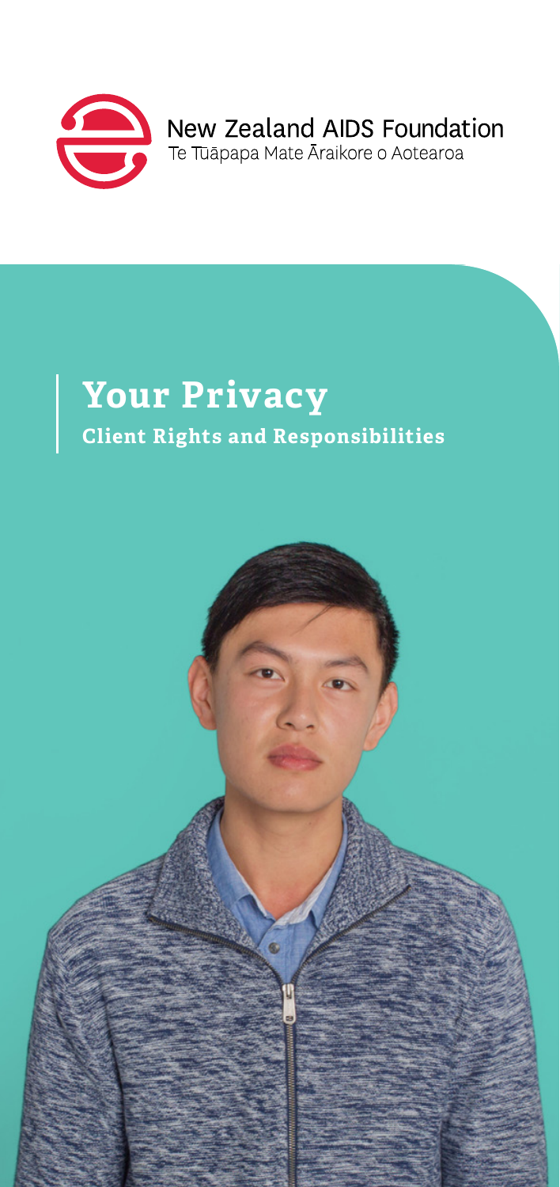New Zealand AIDS Foundation

Te Tūāpapa Mate Āraikore o Aotearoa

# Your Privacy

## Client Rights and Responsibilities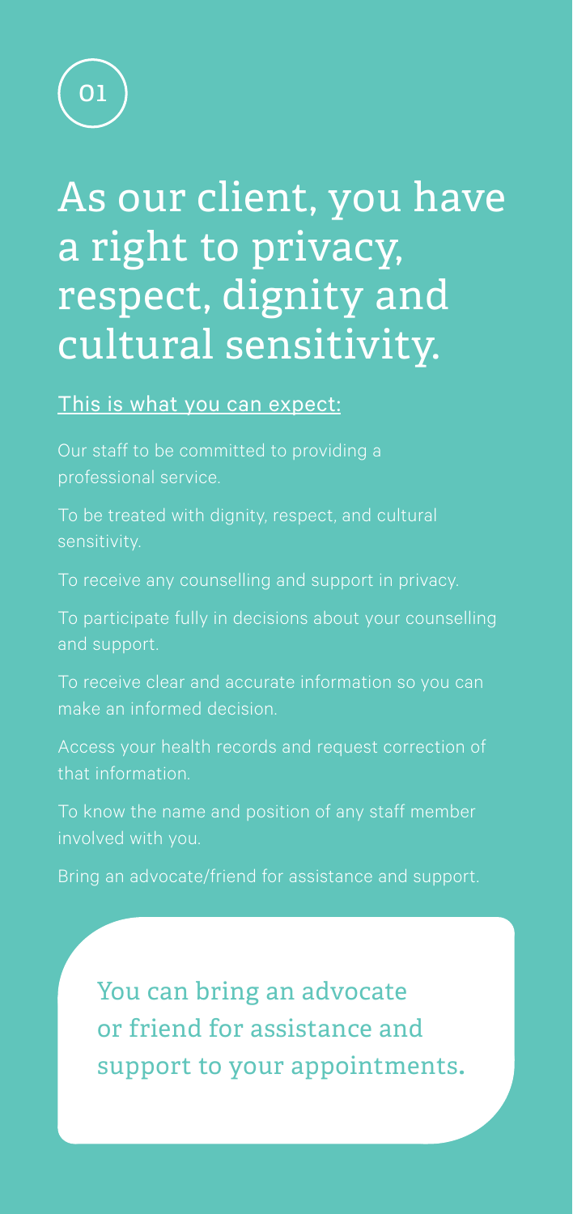01

# As our client, you have a right to privacy, respect, dignity and cultural sensitivity.

This is what you can expect:

Our staff to be committed to providing a professional service.

To be treated with dignity, respect, and cultural sensitivity.

To receive any counselling and support in privacy.

To participate fully in decisions about your counselling and support.

To receive clear and accurate information so you can make an informed decision.

Access your health records and request correction of that information.

To know the name and position of any staff member involved with you.

Bring an advocate/friend for assistance and support.

> You can bring an advocate or friend for assistance and support to your appointments.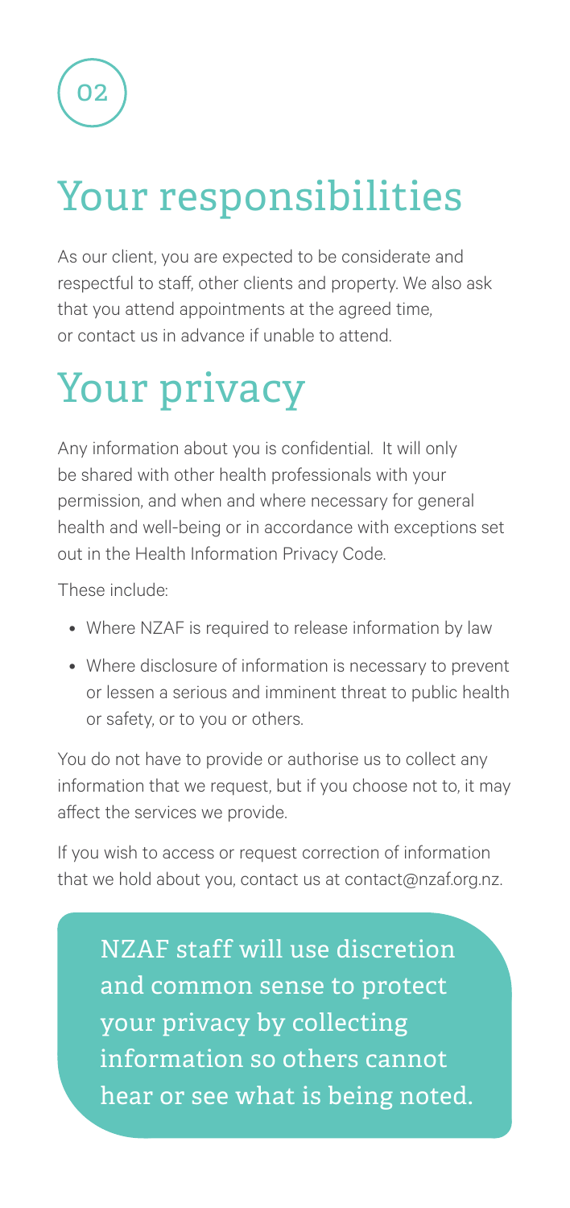02

# Your responsibilities

As our client, you are expected to be considerate and respectful to staff, other clients and property. We also ask that you attend appointments at the agreed time, or contact us in advance if unable to attend.

# Your privacy

Any information about you is confidential. It will only be shared with other health professionals with your permission, and when and where necessary for general health and well-being or in accordance with exceptions set out in the Health Information Privacy Code.

These include:

- Where NZAF is required to release information by law
- Where disclosure of information is necessary to prevent or lessen a serious and imminent threat to public health or safety, or to you or others.

You do not have to provide or authorise us to collect any information that we request, but if you choose not to, it may affect the services we provide.

If you wish to access or request correction of information that we hold about you, contact us at contact@nzaf.org.nz.

NZAF staff will use discretion and common sense to protect your privacy by collecting information so others cannot hear or see what is being noted.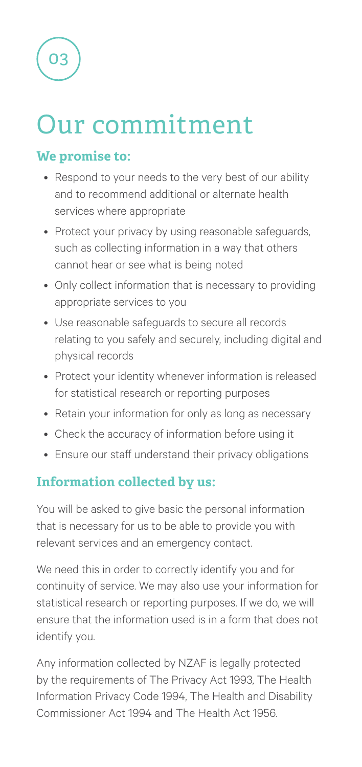03

# Our commitment

### We promise to:

- Respond to your needs to the very best of our ability and to recommend additional or alternate health services where appropriate
- Protect your privacy by using reasonable safeguards, such as collecting information in a way that others cannot hear or see what is being noted
- Only collect information that is necessary to providing appropriate services to you
- Use reasonable safeguards to secure all records relating to you safely and securely, including digital and physical records
- Protect your identity whenever information is released for statistical research or reporting purposes
- Retain your information for only as long as necessary
- Check the accuracy of information before using it
- Ensure our staff understand their privacy obligations

### Information collected by us:

You will be asked to give basic the personal information that is necessary for us to be able to provide you with relevant services and an emergency contact.

We need this in order to correctly identify you and for continuity of service. We may also use your information for statistical research or reporting purposes. If we do, we will ensure that the information used is in a form that does not identify you.

Any information collected by NZAF is legally protected by the requirements of The Privacy Act 1993, The Health Information Privacy Code 1994, The Health and Disability Commissioner Act 1994 and The Health Act 1956.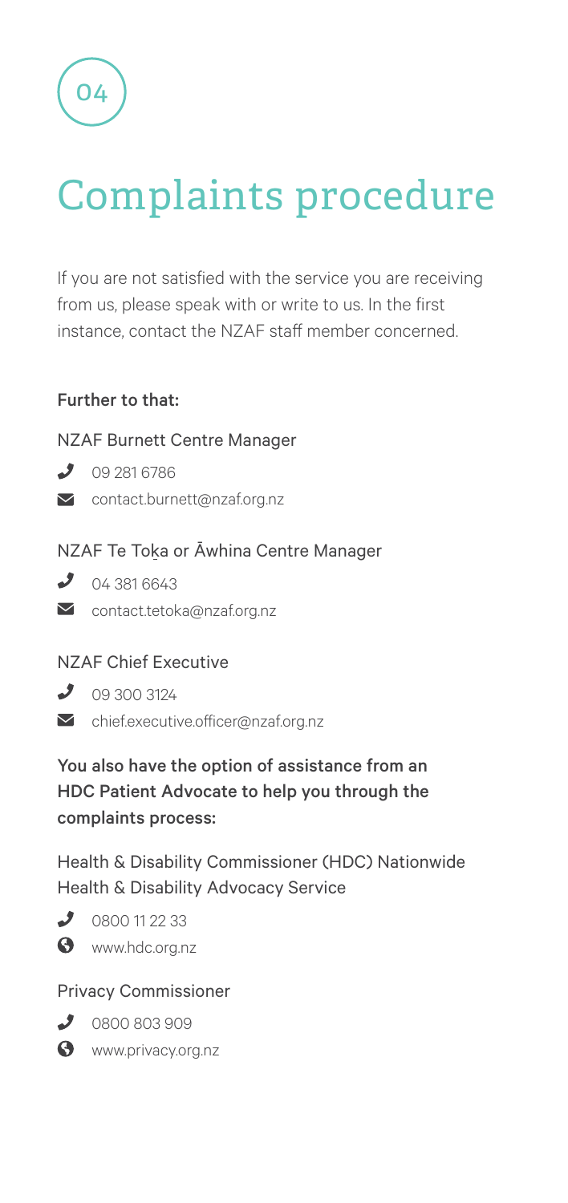04

# Complaints procedure

If you are not satisfied with the service you are receiving from us, please speak with or write to us. In the first instance, contact the NZAF staff member concerned.

**Further to that:**

NZAF Burnett Centre Manager

- 09 281 6786
- contact.burnett@nzaf.org.nz

NZAF Te Toḵa or Āwhina Centre Manager

- 04 381 6643
- contact.tetoka@nzaf.org.nz

NZAF Chief Executive

- 09 300 3124
- chief.executive.officer@nzaf.org.nz

**You also have the option of assistance from an HDC Patient Advocate to help you through the complaints process:**

Health & Disability Commissioner (HDC) Nationwide Health & Disability Advocacy Service

- 0800 11 22 33
- www.hdc.org.nz

Privacy Commissioner

- 0800 803 909
- www.privacy.org.nz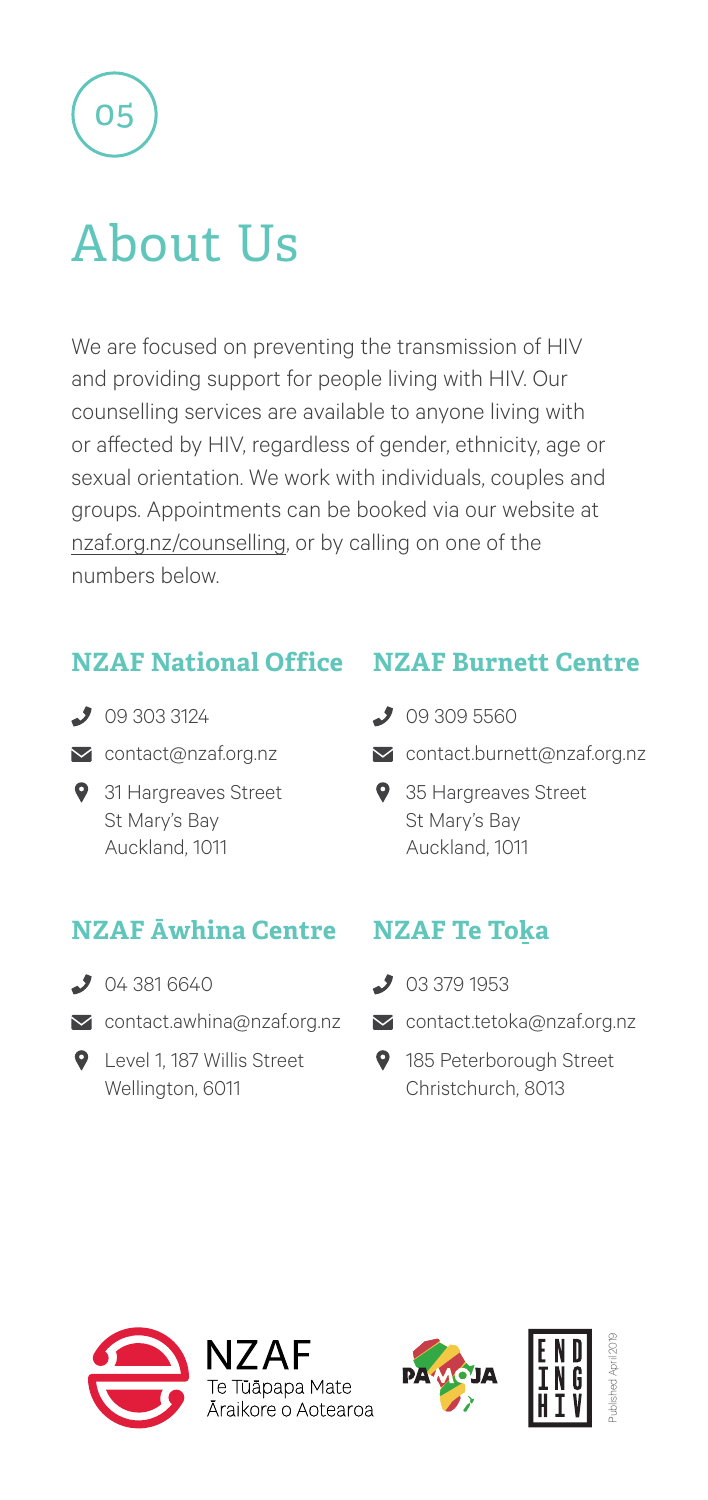05

# About Us

We are focused on preventing the transmission of HIV and providing support for people living with HIV. Our counselling services are available to anyone living with or affected by HIV, regardless of gender, ethnicity, age or sexual orientation. We work with individuals, couples and groups. Appointments can be booked via our website at nzaf.org.nz/counselling, or by calling on one of the numbers below.

## NZAF National Office

09 303 3124

contact@nzaf.org.nz

31 Hargreaves Street
St Mary's Bay
Auckland, 1011

## NZAF Burnett Centre

09 309 5560

contact.burnett@nzaf.org.nz

35 Hargreaves Street
St Mary's Bay
Auckland, 1011

## NZAF Āwhina Centre

04 381 6640

contact.awhina@nzaf.org.nz

Level 1, 187 Willis Street
Wellington, 6011

## NZAF Te Toka

03 379 1953

contact.tetoka@nzaf.org.nz

185 Peterborough Street
Christchurch, 8013

NZAF
Te Tūāpapa Mate Āraikore o Aotearoa

PAMOJA

ENDING HIV

Published April 2019